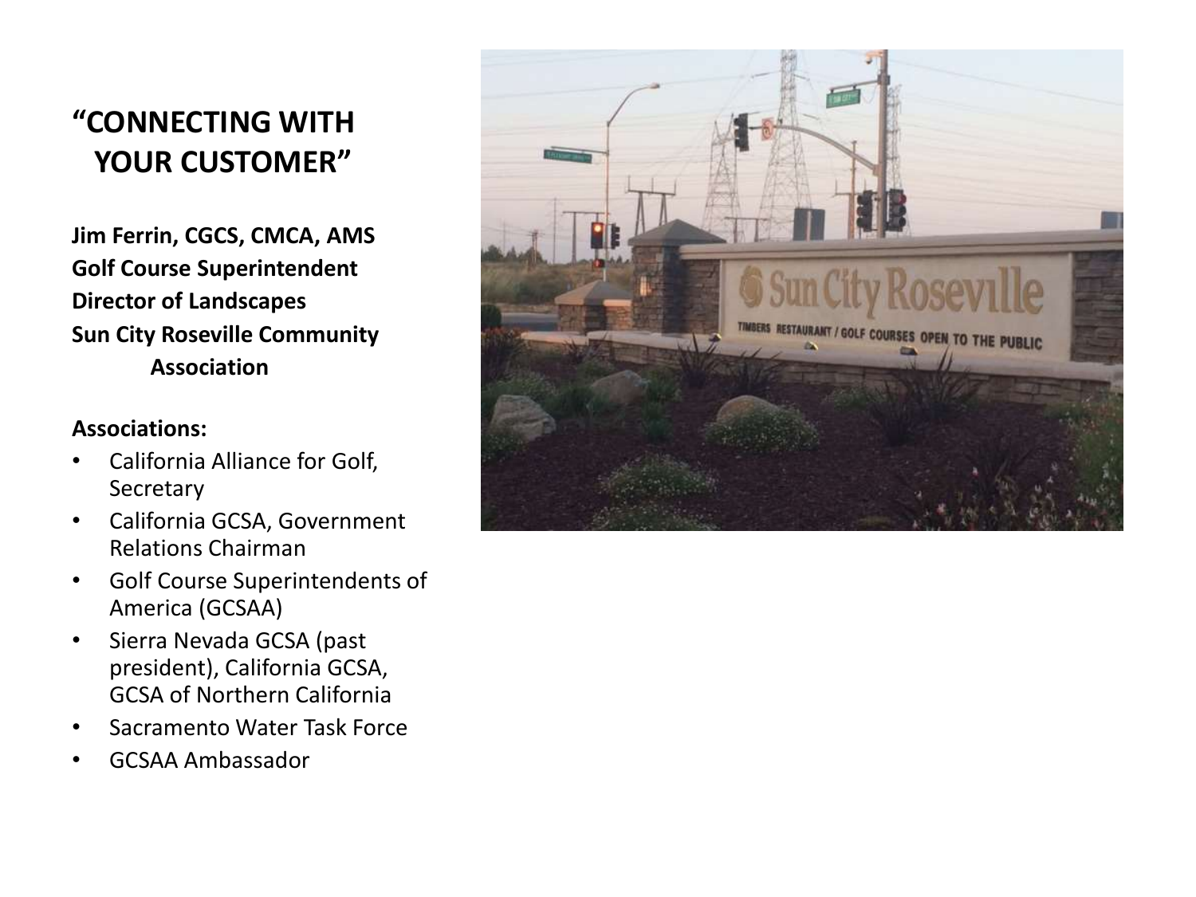# "CONNECTING WITH YOUR CUSTOMER"

**Jim Ferrin, CGCS, CMCA, AMS**
**Golf Course Superintendent**
**Director of Landscapes**
**Sun City Roseville Community Association**

**Associations:**

- California Alliance for Golf, Secretary
- California GCSA, Government Relations Chairman
- Golf Course Superintendents of America (GCSAA)
- Sierra Nevada GCSA (past president), California GCSA, GCSA of Northern California
- Sacramento Water Task Force
- GCSAA Ambassador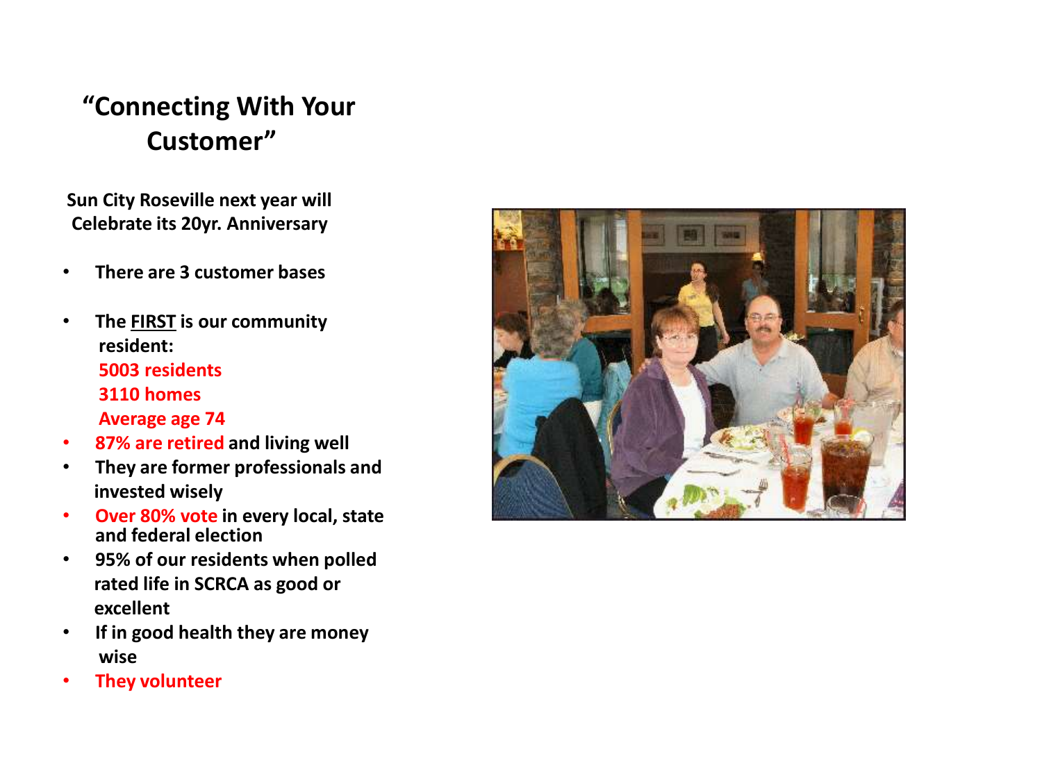# "Connecting With Your Customer"

**Sun City Roseville next year will Celebrate its 20yr. Anniversary**

- **There are 3 customer bases**
- **The FIRST is our community resident:**
  **5003 residents**
  **3110 homes**
  **Average age 74**
- **87% are retired and living well**
- **They are former professionals and invested wisely**
- **Over 80% vote in every local, state and federal election**
- **95% of our residents when polled rated life in SCRCA as good or excellent**
- **If in good health they are money wise**
- **They volunteer**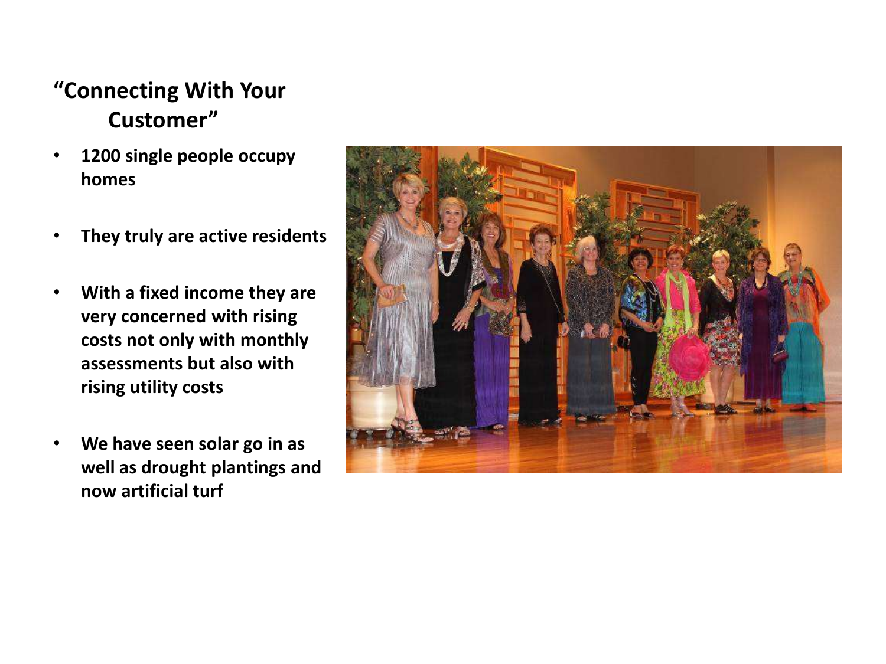## "Connecting With Your Customer"

- **1200 single people occupy homes**
- **They truly are active residents**
- **With a fixed income they are very concerned with rising costs not only with monthly assessments but also with rising utility costs**
- **We have seen solar go in as well as drought plantings and now artificial turf**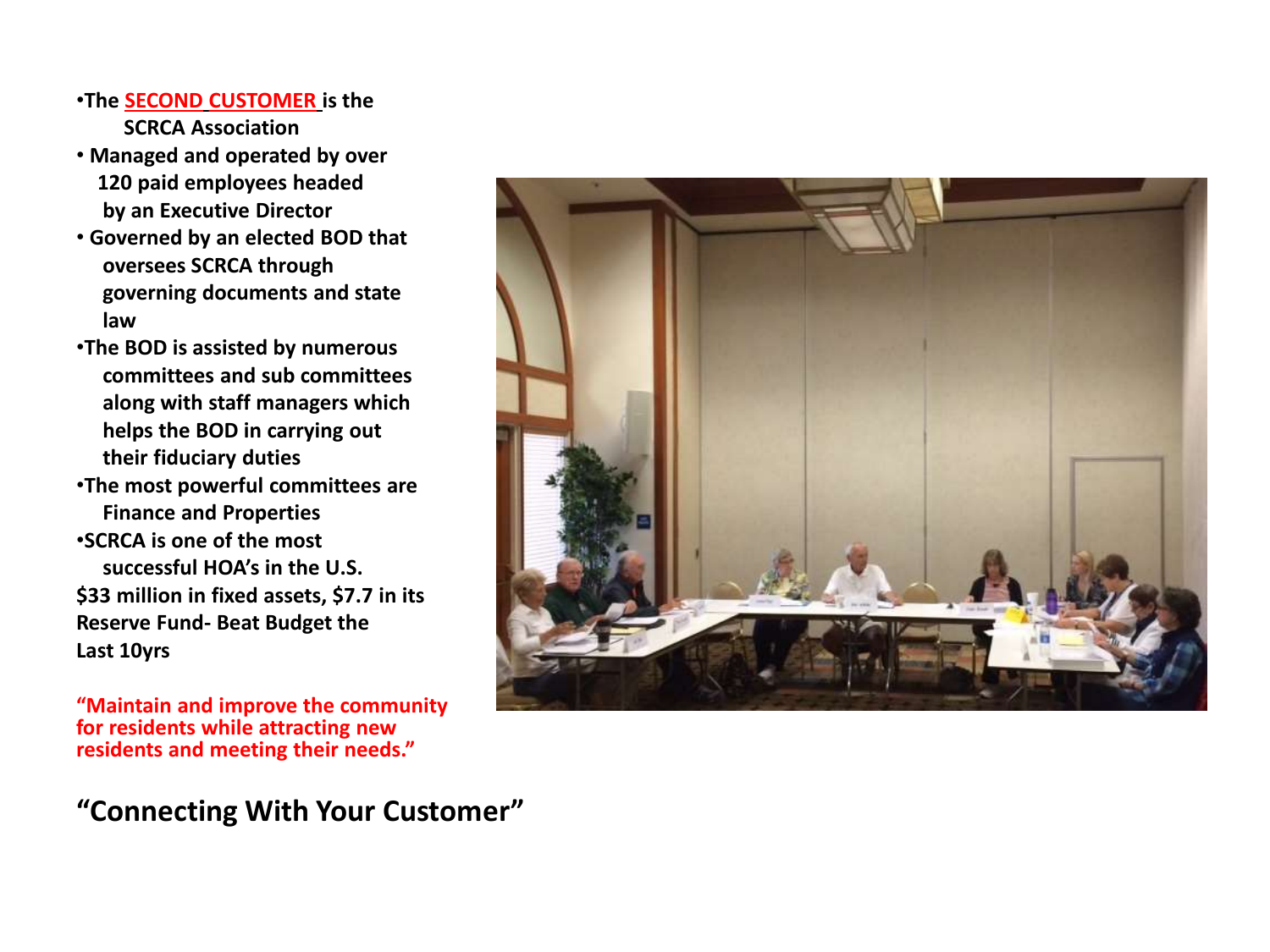- The **SECOND CUSTOMER** is the SCRCA Association
- Managed and operated by over 120 paid employees headed by an Executive Director
- Governed by an elected BOD that oversees SCRCA through governing documents and state law
- The BOD is assisted by numerous committees and sub committees along with staff managers which helps the BOD in carrying out their fiduciary duties
- The most powerful committees are Finance and Properties
- SCRCA is one of the most successful HOA's in the U.S.

$33 million in fixed assets, $7.7 in its Reserve Fund- Beat Budget the Last 10yrs

**"Maintain and improve the community for residents while attracting new residents and meeting their needs."**

## "Connecting With Your Customer"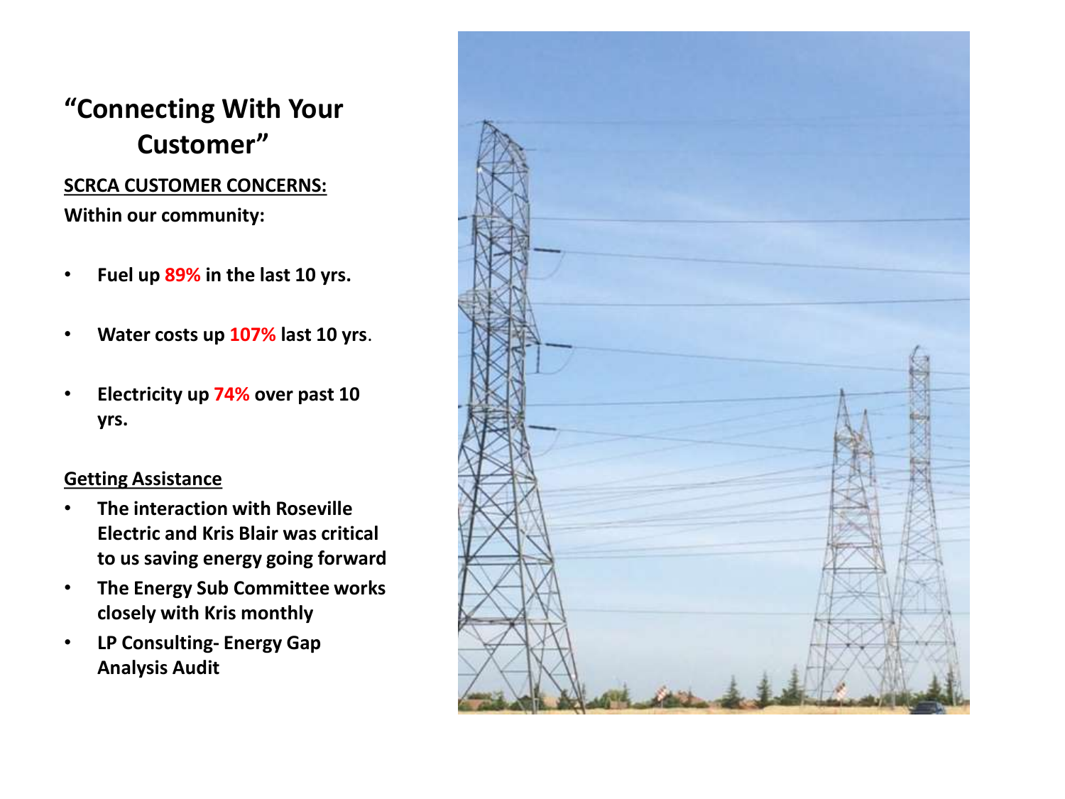# "Connecting With Your Customer"

**SCRCA CUSTOMER CONCERNS:**

**Within our community:**

- **Fuel up 89% in the last 10 yrs.**
- **Water costs up 107% last 10 yrs.**
- **Electricity up 74% over past 10 yrs.**

**Getting Assistance**

- **The interaction with Roseville Electric and Kris Blair was critical to us saving energy going forward**
- **The Energy Sub Committee works closely with Kris monthly**
- **LP Consulting- Energy Gap Analysis Audit**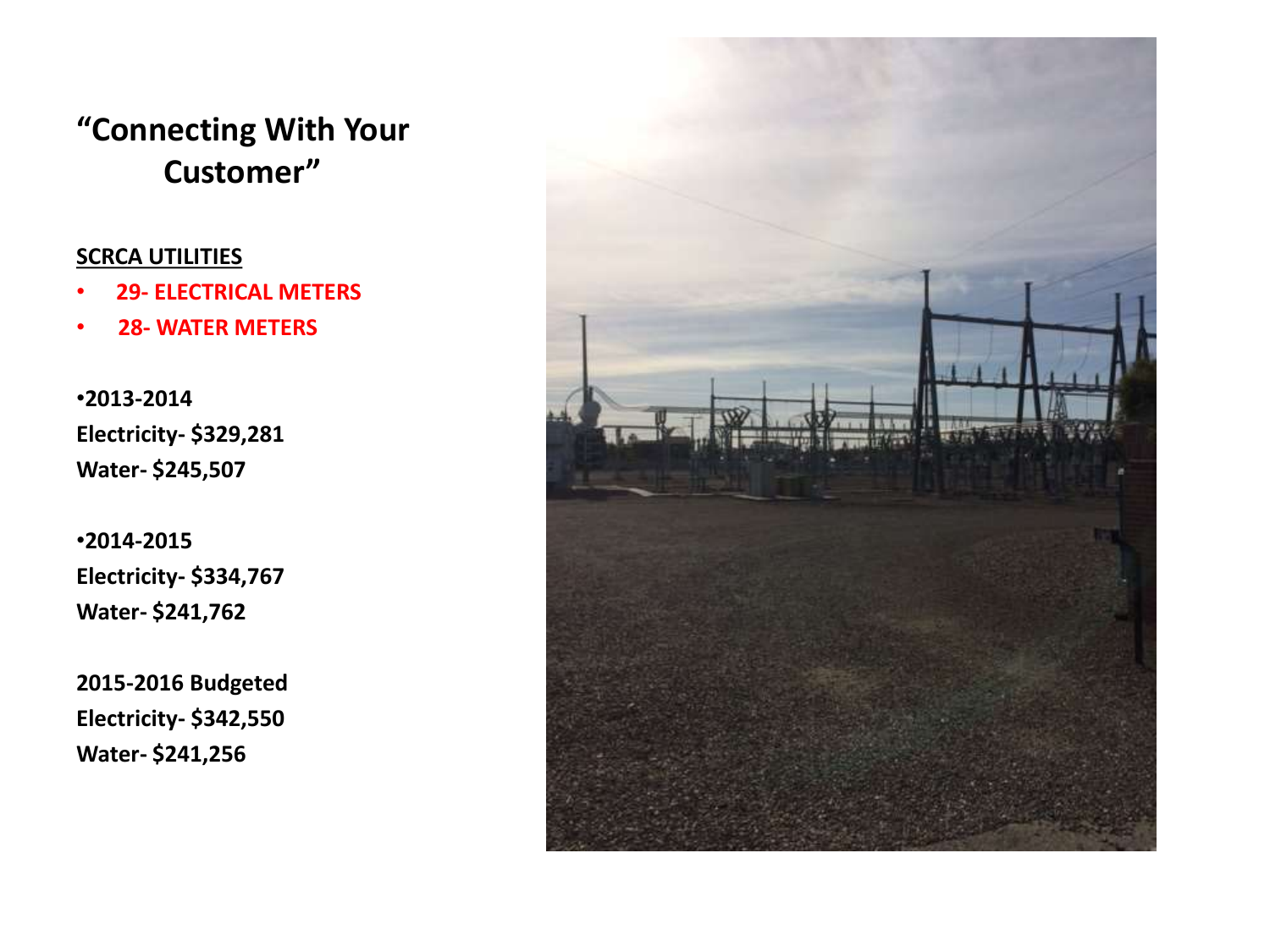# "Connecting With Your Customer"

**SCRCA UTILITIES**

- **29- ELECTRICAL METERS**
- **28- WATER METERS**

**•2013-2014**
**Electricity- $329,281**
**Water- $245,507**

**•2014-2015**
**Electricity- $334,767**
**Water- $241,762**

**2015-2016 Budgeted**
**Electricity- $342,550**
**Water- $241,256**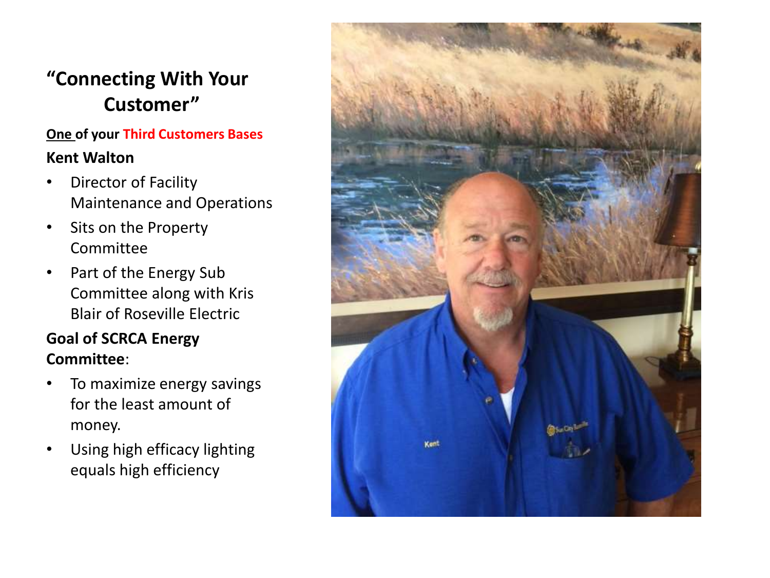# "Connecting With Your Customer"

**One of your Third Customers Bases**

**Kent Walton**

- Director of Facility Maintenance and Operations
- Sits on the Property Committee
- Part of the Energy Sub Committee along with Kris Blair of Roseville Electric

**Goal of SCRCA Energy Committee**:

- To maximize energy savings for the least amount of money.
- Using high efficacy lighting equals high efficiency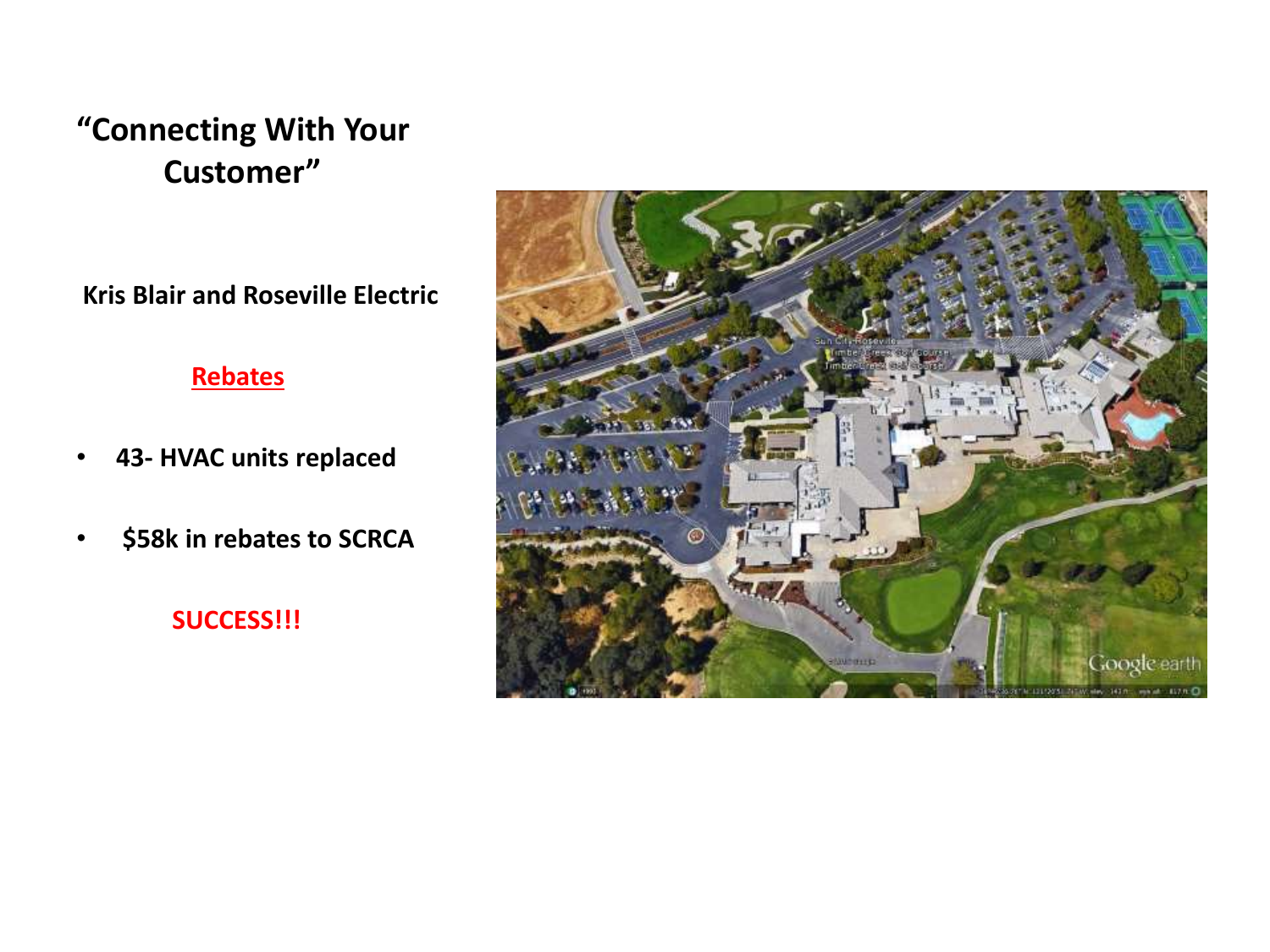# "Connecting With Your Customer"

**Kris Blair and Roseville Electric**

**Rebates**

- **43- HVAC units replaced**
- **$58k in rebates to SCRCA**

**SUCCESS!!!**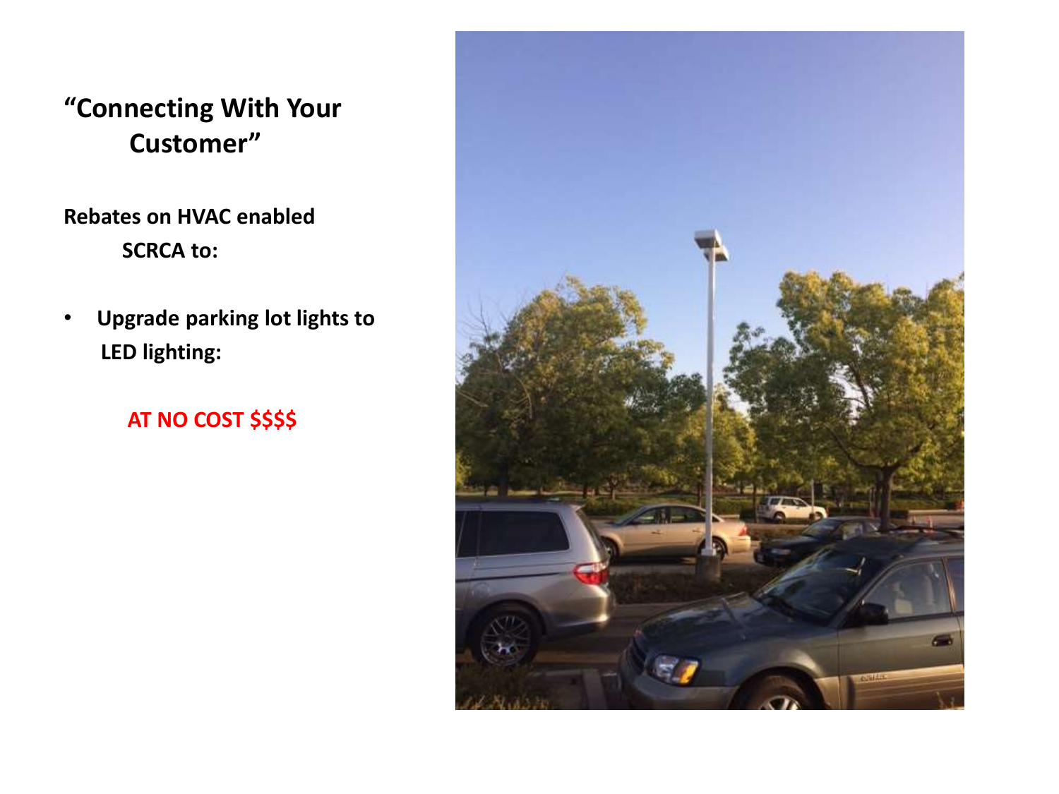## "Connecting With Your Customer"

**Rebates on HVAC enabled SCRCA to:**

- **Upgrade parking lot lights to LED lighting:**

**AT NO COST $$$$**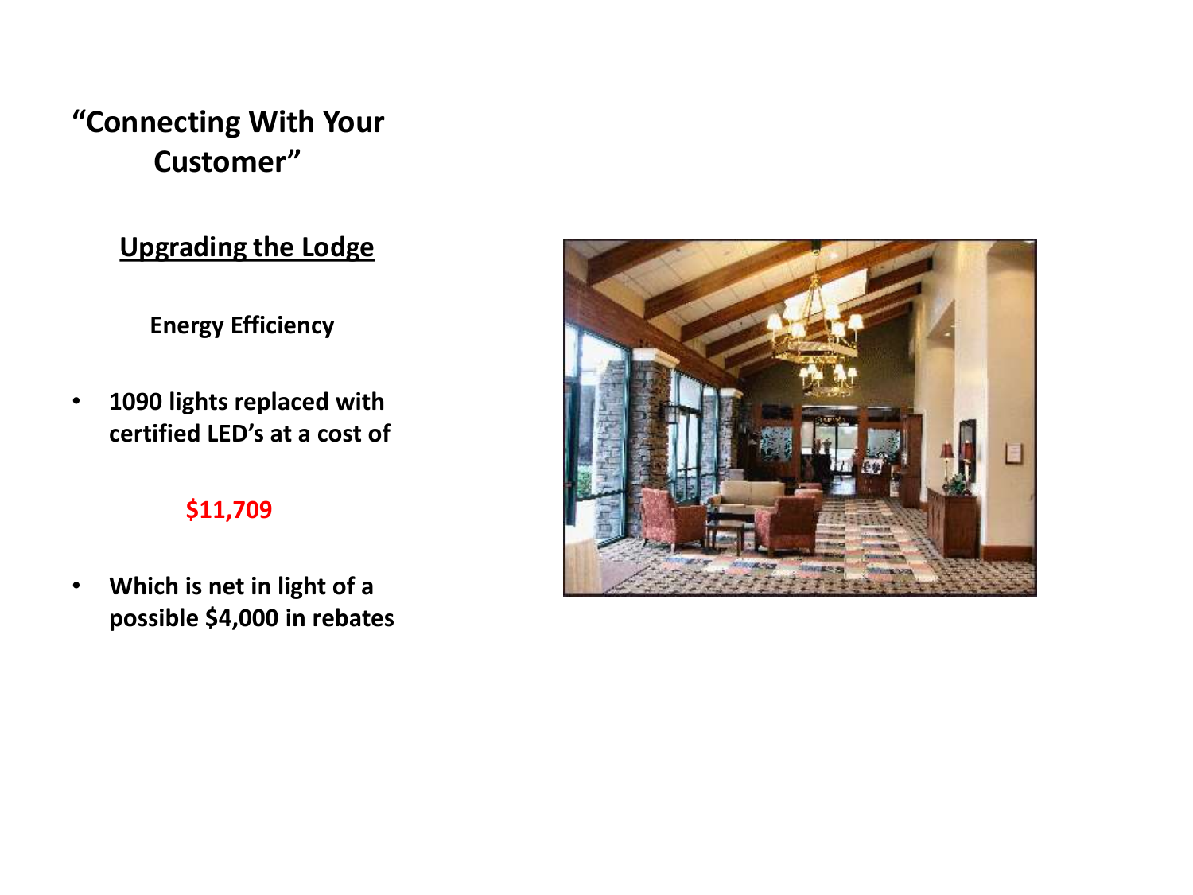# "Connecting With Your Customer"

## Upgrading the Lodge

**Energy Efficiency**

- **1090 lights replaced with certified LED's at a cost of**

**$11,709**

- **Which is net in light of a possible $4,000 in rebates**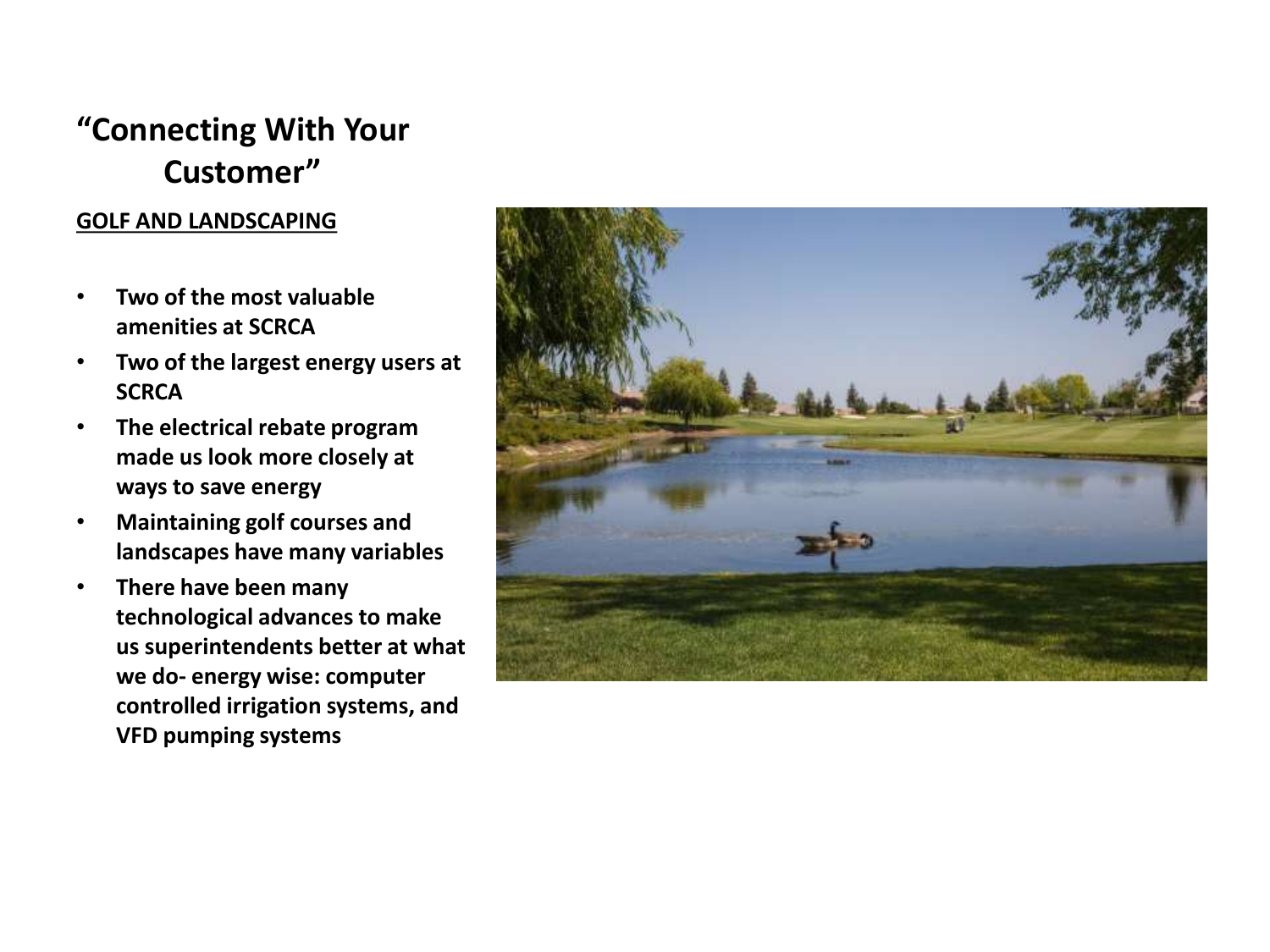# "Connecting With Your Customer"

**GOLF AND LANDSCAPING**

- **Two of the most valuable amenities at SCRCA**
- **Two of the largest energy users at SCRCA**
- **The electrical rebate program made us look more closely at ways to save energy**
- **Maintaining golf courses and landscapes have many variables**
- **There have been many technological advances to make us superintendents better at what we do- energy wise: computer controlled irrigation systems, and VFD pumping systems**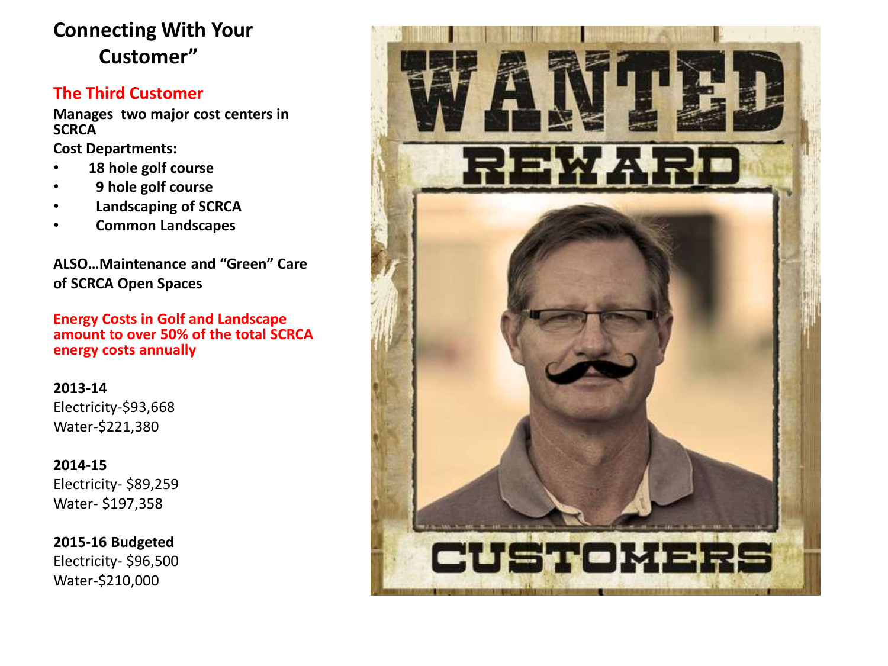# Connecting With Your Customer”

## The Third Customer

**Manages two major cost centers in SCRCA**

**Cost Departments:**

- **18 hole golf course**
- **9 hole golf course**
- **Landscaping of SCRCA**
- **Common Landscapes**

**ALSO…Maintenance and “Green” Care of SCRCA Open Spaces**

**Energy Costs in Golf and Landscape amount to over 50% of the total SCRCA energy costs annually**

**2013-14**
Electricity-$93,668
Water-$221,380

**2014-15**
Electricity- $89,259
Water- $197,358

**2015-16 Budgeted**
Electricity- $96,500
Water-$210,000

WANTED
REWARD
CUSTOMERS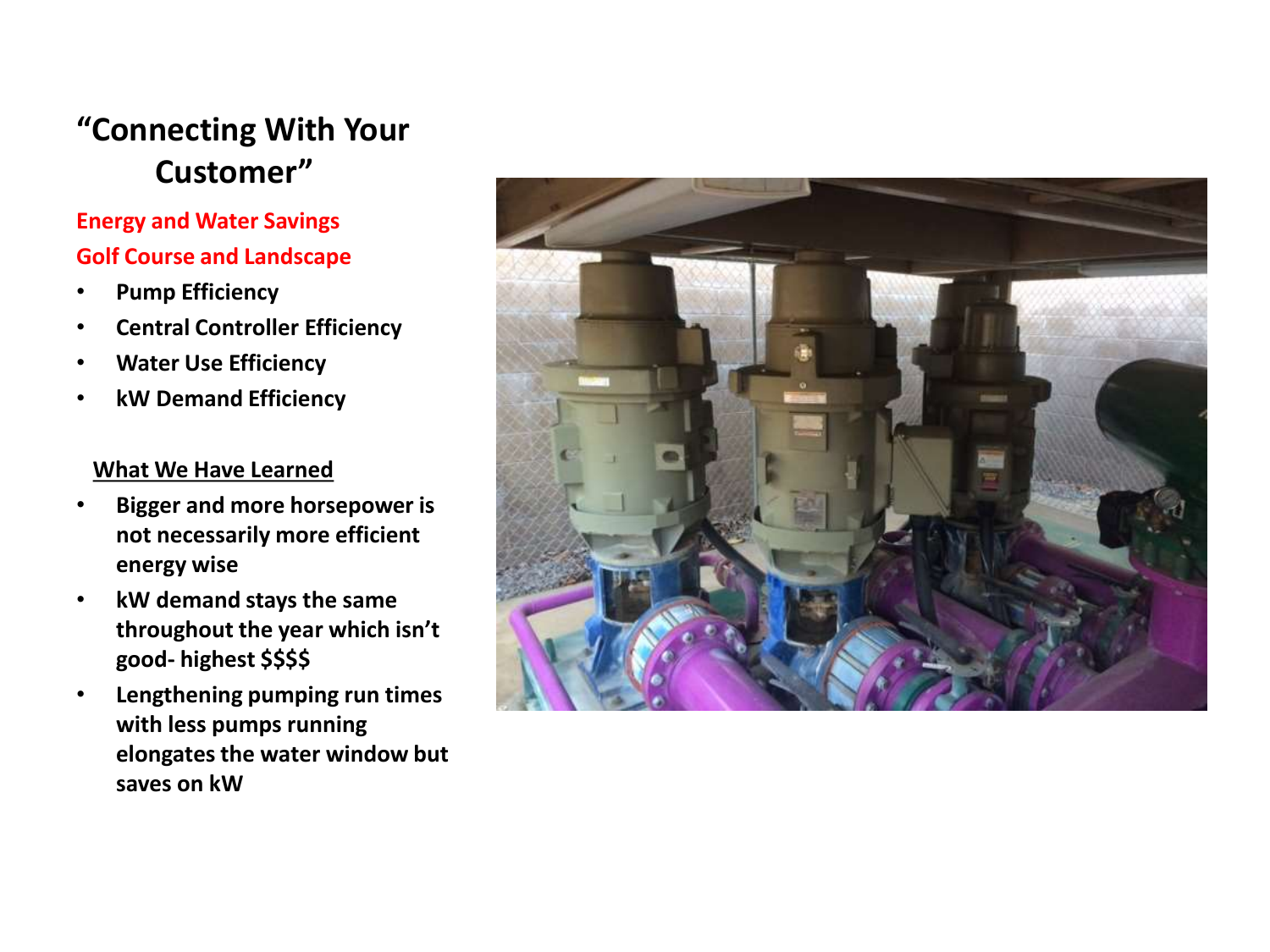# "Connecting With Your Customer"

**Energy and Water Savings**

**Golf Course and Landscape**

- **Pump Efficiency**
- **Central Controller Efficiency**
- **Water Use Efficiency**
- **kW Demand Efficiency**

**What We Have Learned**

- **Bigger and more horsepower is not necessarily more efficient energy wise**
- **kW demand stays the same throughout the year which isn't good- highest $$$$**
- **Lengthening pumping run times with less pumps running elongates the water window but saves on kW**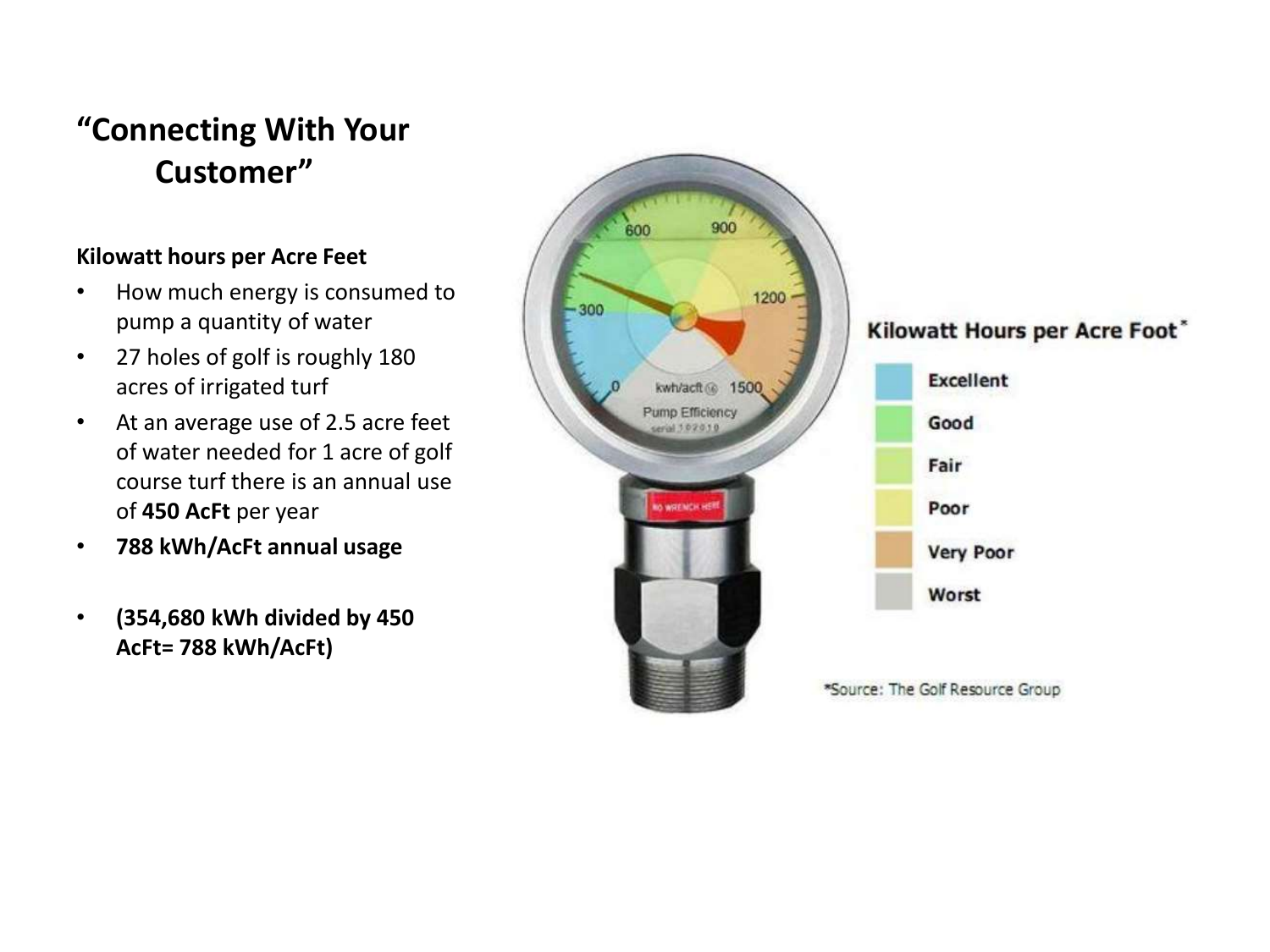# "Connecting With Your Customer"

**Kilowatt hours per Acre Feet**

- How much energy is consumed to pump a quantity of water
- 27 holes of golf is roughly 180 acres of irrigated turf
- At an average use of 2.5 acre feet of water needed for 1 acre of golf course turf there is an annual use of **450 AcFt** per year
- **788 kWh/AcFt annual usage**
- **(354,680 kWh divided by 450 AcFt= 788 kWh/AcFt)**

**Kilowatt Hours per Acre Foot***

- Excellent
- Good
- Fair
- Poor
- Very Poor
- Worst

*Source: The Golf Resource Group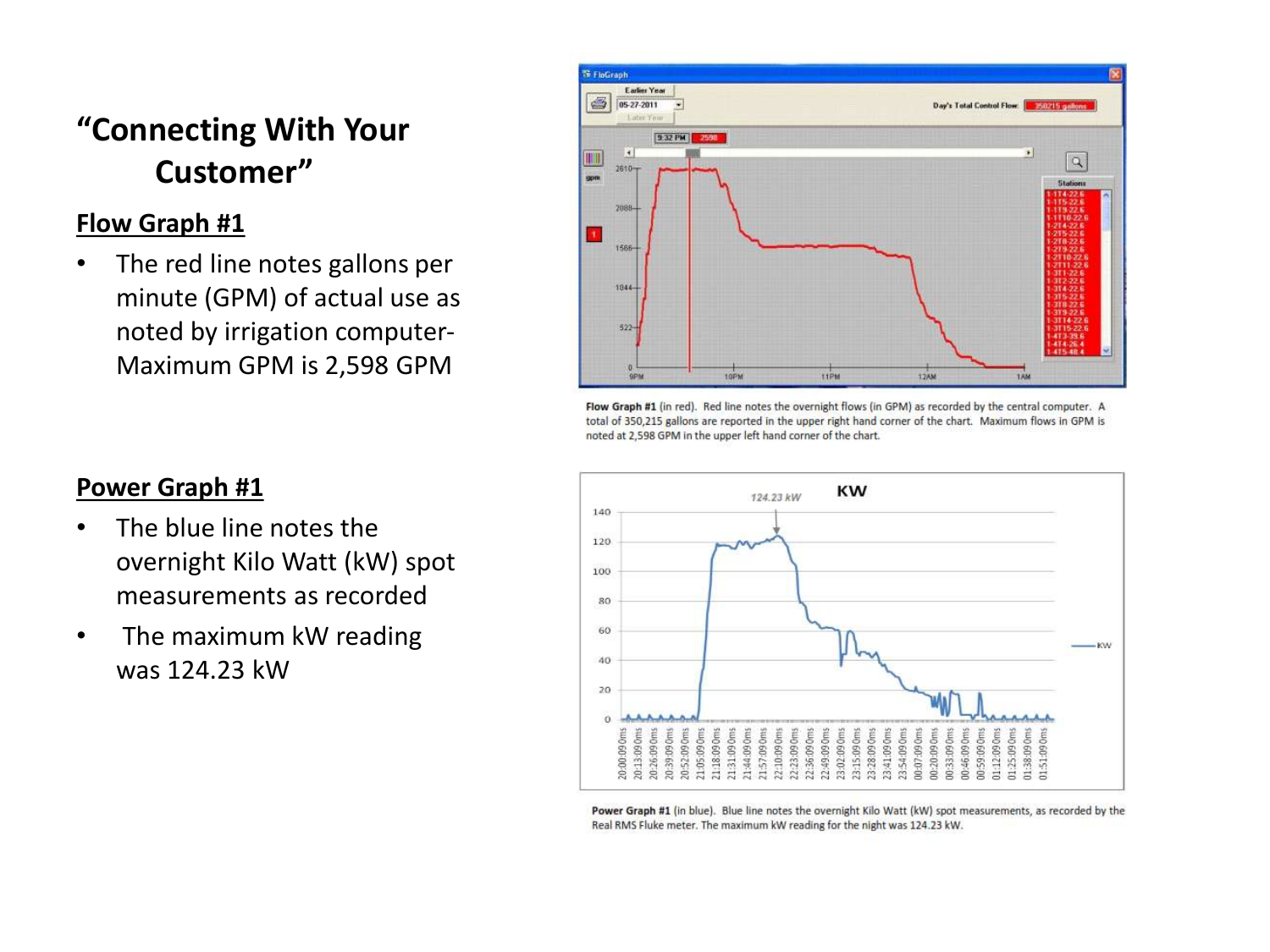# "Connecting With Your Customer"

## Flow Graph #1

- The red line notes gallons per minute (GPM) of actual use as noted by irrigation computer- Maximum GPM is 2,598 GPM

**Flow Graph #1** (in red). Red line notes the overnight flows (in GPM) as recorded by the central computer. A total of 350,215 gallons are reported in the upper right hand corner of the chart. Maximum flows in GPM is noted at 2,598 GPM in the upper left hand corner of the chart.

## Power Graph #1

- The blue line notes the overnight Kilo Watt (kW) spot measurements as recorded
- The maximum kW reading was 124.23 kW

**Power Graph #1** (in blue). Blue line notes the overnight Kilo Watt (kW) spot measurements, as recorded by the Real RMS Fluke meter. The maximum kW reading for the night was 124.23 kW.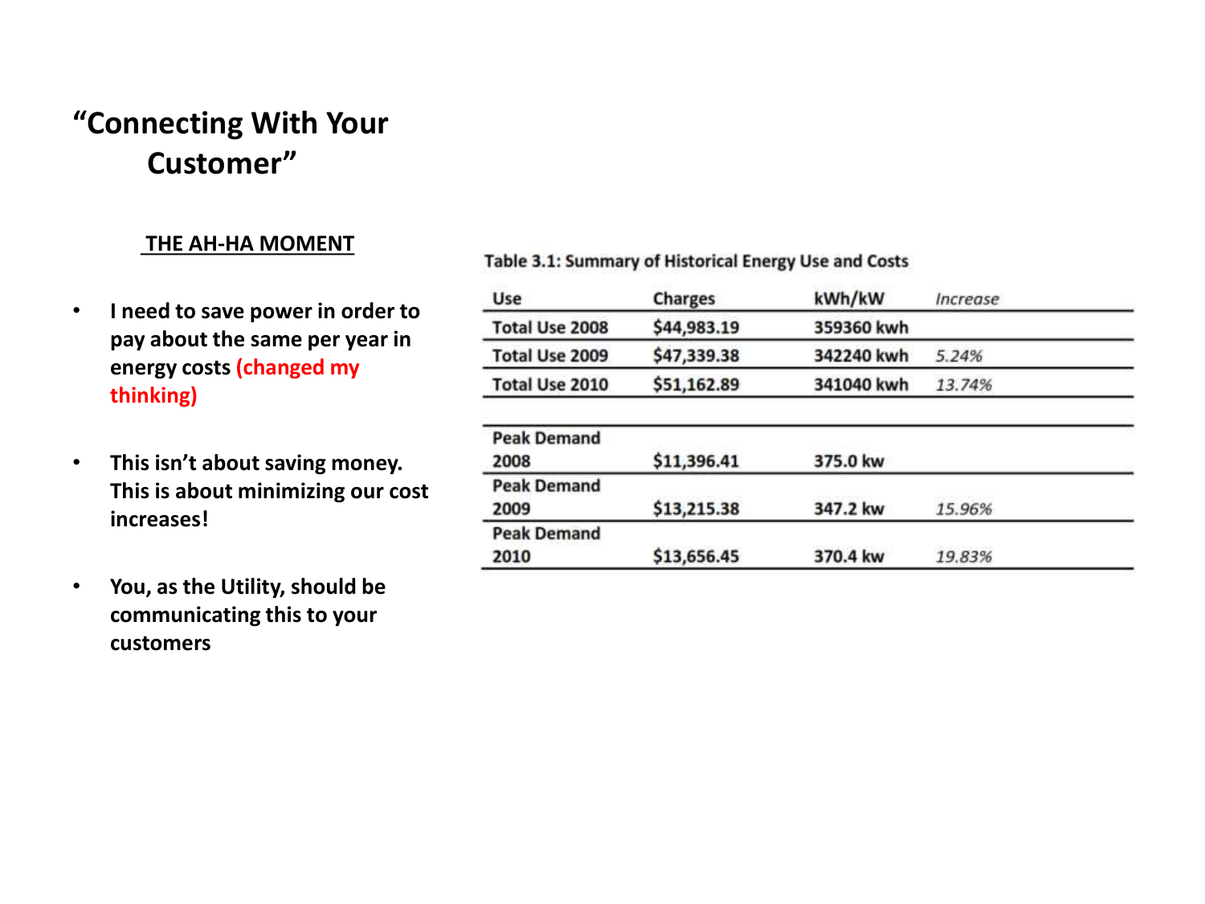# "Connecting With Your Customer"

## THE AH-HA MOMENT

- **I need to save power in order to pay about the same per year in energy costs (changed my thinking)**
- **This isn't about saving money. This is about minimizing our cost increases!**
- **You, as the Utility, should be communicating this to your customers**

**Table 3.1: Summary of Historical Energy Use and Costs**

| Use | Charges | kWh/kW | *Increase* |
|---|---|---|---|
| Total Use 2008 | $44,983.19 | 359360 kwh | |
| Total Use 2009 | $47,339.38 | 342240 kwh | *5.24%* |
| Total Use 2010 | $51,162.89 | 341040 kwh | *13.74%* |
| | | | |
| Peak Demand 2008 | $11,396.41 | 375.0 kw | |
| Peak Demand 2009 | $13,215.38 | 347.2 kw | *15.96%* |
| Peak Demand 2010 | $13,656.45 | 370.4 kw | *19.83%* |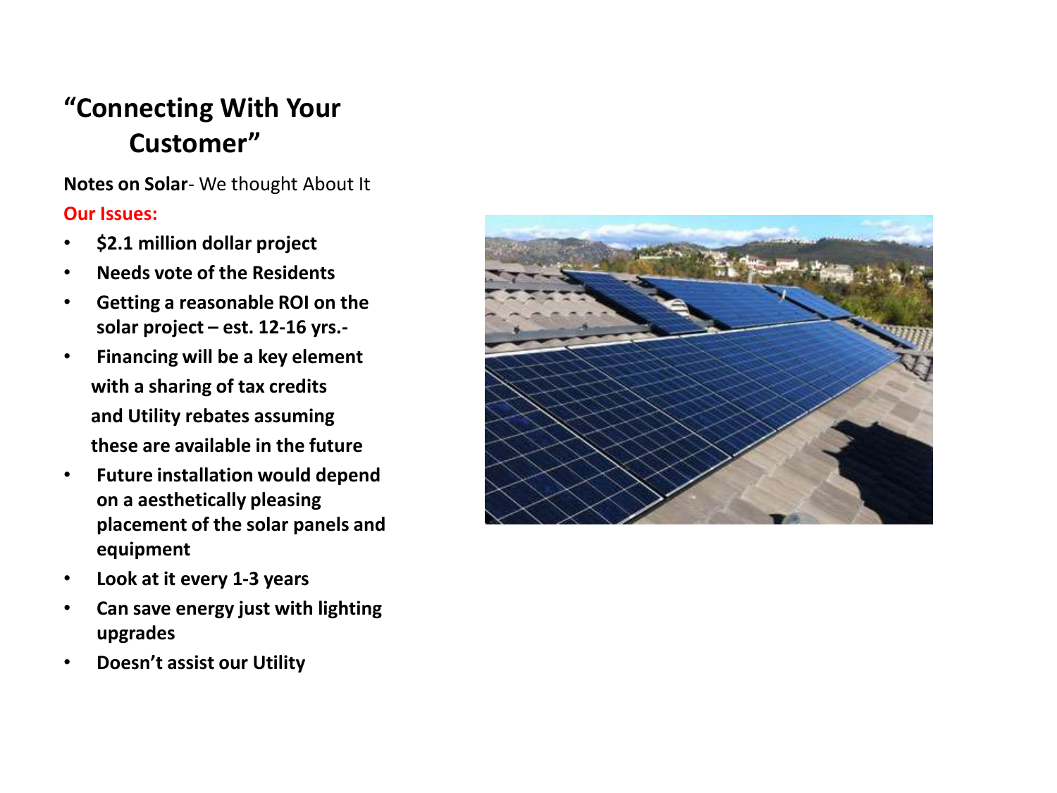# "Connecting With Your Customer"

**Notes on Solar**- We thought About It

**Our Issues:**

- **$2.1 million dollar project**
- **Needs vote of the Residents**
- **Getting a reasonable ROI on the solar project – est. 12-16 yrs.-**
- **Financing will be a key element with a sharing of tax credits and Utility rebates assuming these are available in the future**
- **Future installation would depend on a aesthetically pleasing placement of the solar panels and equipment**
- **Look at it every 1-3 years**
- **Can save energy just with lighting upgrades**
- **Doesn't assist our Utility**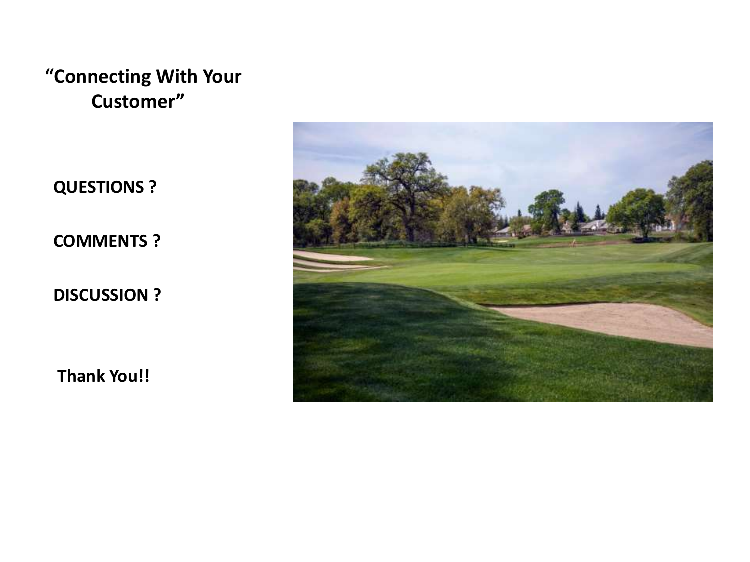## "Connecting With Your Customer"

**QUESTIONS ?**

**COMMENTS ?**

**DISCUSSION ?**

**Thank You!!**